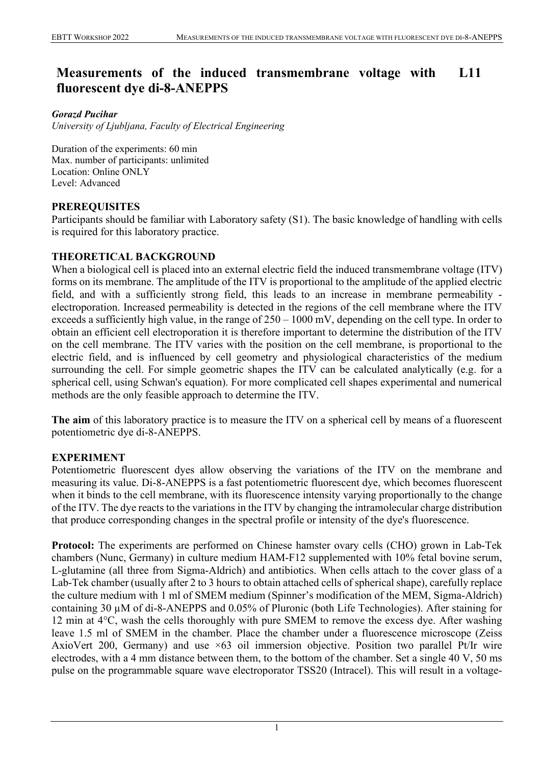# Measurements of the induced transmembrane voltage with fluorescent dye di-8-ANEPPS

L11

***Gorazd Pucihar***
*University of Ljubljana, Faculty of Electrical Engineering*

Duration of the experiments: 60 min
Max. number of participants: unlimited
Location: Online ONLY
Level: Advanced

## PREREQUISITES

Participants should be familiar with Laboratory safety (S1). The basic knowledge of handling with cells is required for this laboratory practice.

## THEORETICAL BACKGROUND

When a biological cell is placed into an external electric field the induced transmembrane voltage (ITV) forms on its membrane. The amplitude of the ITV is proportional to the amplitude of the applied electric field, and with a sufficiently strong field, this leads to an increase in membrane permeability - electroporation. Increased permeability is detected in the regions of the cell membrane where the ITV exceeds a sufficiently high value, in the range of 250 – 1000 mV, depending on the cell type. In order to obtain an efficient cell electroporation it is therefore important to determine the distribution of the ITV on the cell membrane. The ITV varies with the position on the cell membrane, is proportional to the electric field, and is influenced by cell geometry and physiological characteristics of the medium surrounding the cell. For simple geometric shapes the ITV can be calculated analytically (e.g. for a spherical cell, using Schwan's equation). For more complicated cell shapes experimental and numerical methods are the only feasible approach to determine the ITV.

**The aim** of this laboratory practice is to measure the ITV on a spherical cell by means of a fluorescent potentiometric dye di-8-ANEPPS.

## EXPERIMENT

Potentiometric fluorescent dyes allow observing the variations of the ITV on the membrane and measuring its value. Di-8-ANEPPS is a fast potentiometric fluorescent dye, which becomes fluorescent when it binds to the cell membrane, with its fluorescence intensity varying proportionally to the change of the ITV. The dye reacts to the variations in the ITV by changing the intramolecular charge distribution that produce corresponding changes in the spectral profile or intensity of the dye's fluorescence.

**Protocol:** The experiments are performed on Chinese hamster ovary cells (CHO) grown in Lab-Tek chambers (Nunc, Germany) in culture medium HAM-F12 supplemented with 10% fetal bovine serum, L-glutamine (all three from Sigma-Aldrich) and antibiotics. When cells attach to the cover glass of a Lab-Tek chamber (usually after 2 to 3 hours to obtain attached cells of spherical shape), carefully replace the culture medium with 1 ml of SMEM medium (Spinner's modification of the MEM, Sigma-Aldrich) containing 30 µM of di-8-ANEPPS and 0.05% of Pluronic (both Life Technologies). After staining for 12 min at 4°C, wash the cells thoroughly with pure SMEM to remove the excess dye. After washing leave 1.5 ml of SMEM in the chamber. Place the chamber under a fluorescence microscope (Zeiss AxioVert 200, Germany) and use ×63 oil immersion objective. Position two parallel Pt/Ir wire electrodes, with a 4 mm distance between them, to the bottom of the chamber. Set a single 40 V, 50 ms pulse on the programmable square wave electroporator TSS20 (Intracel). This will result in a voltage-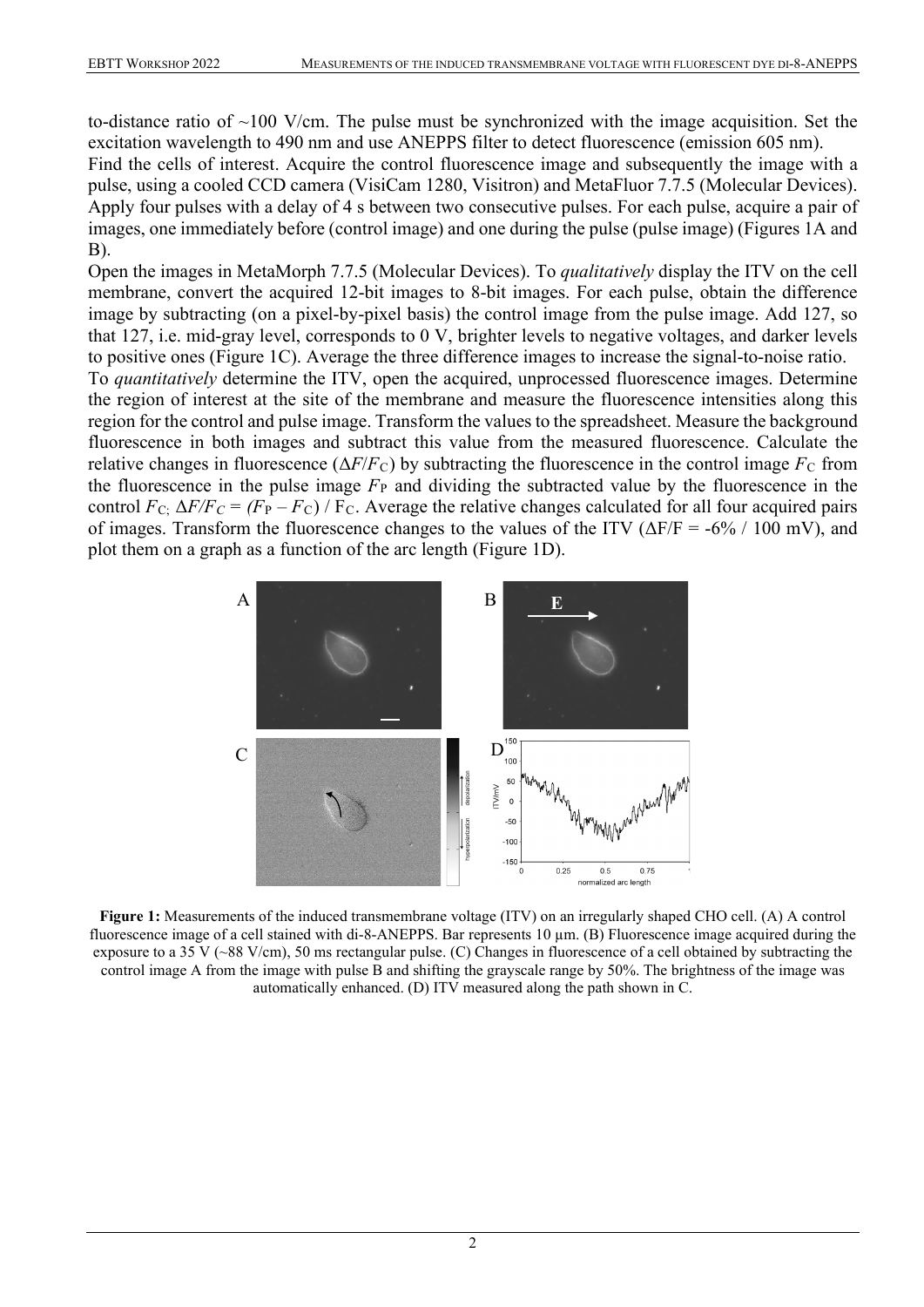to-distance ratio of ~100 V/cm. The pulse must be synchronized with the image acquisition. Set the excitation wavelength to 490 nm and use ANEPPS filter to detect fluorescence (emission 605 nm).

Find the cells of interest. Acquire the control fluorescence image and subsequently the image with a pulse, using a cooled CCD camera (VisiCam 1280, Visitron) and MetaFluor 7.7.5 (Molecular Devices). Apply four pulses with a delay of 4 s between two consecutive pulses. For each pulse, acquire a pair of images, one immediately before (control image) and one during the pulse (pulse image) (Figures 1A and B).

Open the images in MetaMorph 7.7.5 (Molecular Devices). To *qualitatively* display the ITV on the cell membrane, convert the acquired 12-bit images to 8-bit images. For each pulse, obtain the difference image by subtracting (on a pixel-by-pixel basis) the control image from the pulse image. Add 127, so that 127, i.e. mid-gray level, corresponds to 0 V, brighter levels to negative voltages, and darker levels to positive ones (Figure 1C). Average the three difference images to increase the signal-to-noise ratio.

To *quantitatively* determine the ITV, open the acquired, unprocessed fluorescence images. Determine the region of interest at the site of the membrane and measure the fluorescence intensities along this region for the control and pulse image. Transform the values to the spreadsheet. Measure the background fluorescence in both images and subtract this value from the measured fluorescence. Calculate the relative changes in fluorescence ($\Delta F/F_C$) by subtracting the fluorescence in the control image $F_C$ from the fluorescence in the pulse image $F_P$ and dividing the subtracted value by the fluorescence in the control $F_C$; $\Delta F/F_C = (F_P - F_C) / F_C$. Average the relative changes calculated for all four acquired pairs of images. Transform the fluorescence changes to the values of the ITV ($\Delta F/F = -6\% / 100$ mV), and plot them on a graph as a function of the arc length (Figure 1D).

**Figure 1:** Measurements of the induced transmembrane voltage (ITV) on an irregularly shaped CHO cell. (A) A control fluorescence image of a cell stained with di-8-ANEPPS. Bar represents 10 µm. (B) Fluorescence image acquired during the exposure to a 35 V (~88 V/cm), 50 ms rectangular pulse. (C) Changes in fluorescence of a cell obtained by subtracting the control image A from the image with pulse B and shifting the grayscale range by 50%. The brightness of the image was automatically enhanced. (D) ITV measured along the path shown in C.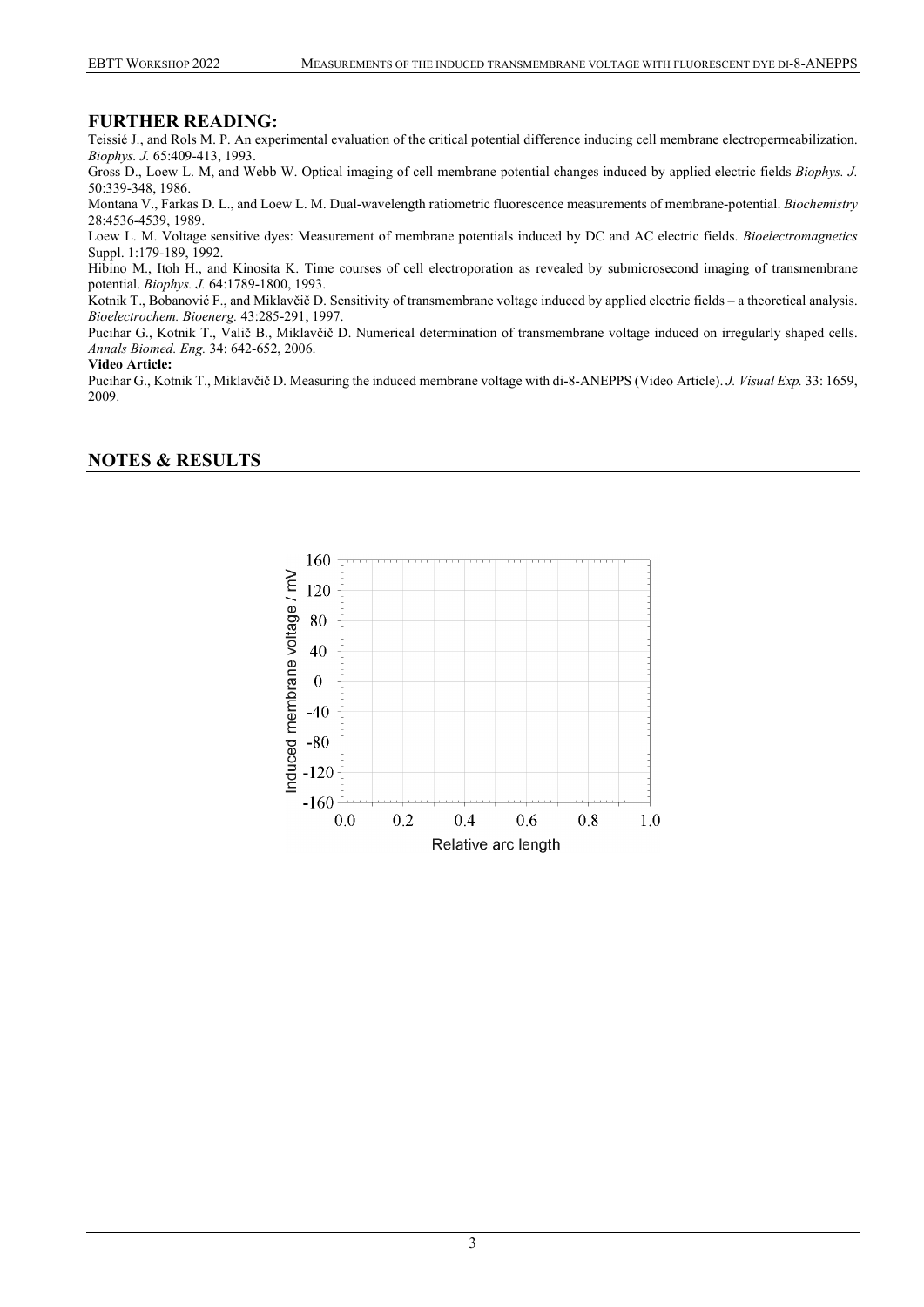## FURTHER READING:

Teissié J., and Rols M. P. An experimental evaluation of the critical potential difference inducing cell membrane electropermeabilization. *Biophys. J.* 65:409-413, 1993.

Gross D., Loew L. M, and Webb W. Optical imaging of cell membrane potential changes induced by applied electric fields *Biophys. J.* 50:339-348, 1986.

Montana V., Farkas D. L., and Loew L. M. Dual-wavelength ratiometric fluorescence measurements of membrane-potential. *Biochemistry* 28:4536-4539, 1989.

Loew L. M. Voltage sensitive dyes: Measurement of membrane potentials induced by DC and AC electric fields. *Bioelectromagnetics* Suppl. 1:179-189, 1992.

Hibino M., Itoh H., and Kinosita K. Time courses of cell electroporation as revealed by submicrosecond imaging of transmembrane potential. *Biophys. J.* 64:1789-1800, 1993.

Kotnik T., Bobanović F., and Miklavčič D. Sensitivity of transmembrane voltage induced by applied electric fields – a theoretical analysis. *Bioelectrochem. Bioenerg.* 43:285-291, 1997.

Pucihar G., Kotnik T., Valič B., Miklavčič D. Numerical determination of transmembrane voltage induced on irregularly shaped cells. *Annals Biomed. Eng.* 34: 642-652, 2006.

**Video Article:**

Pucihar G., Kotnik T., Miklavčič D. Measuring the induced membrane voltage with di-8-ANEPPS (Video Article). *J. Visual Exp.* 33: 1659, 2009.

## NOTES & RESULTS

Induced membrane voltage / mV
160
120
80
40
0
-40
-80
-120
-160
0.0
0.2
0.4
0.6
0.8
1.0
Relative arc length